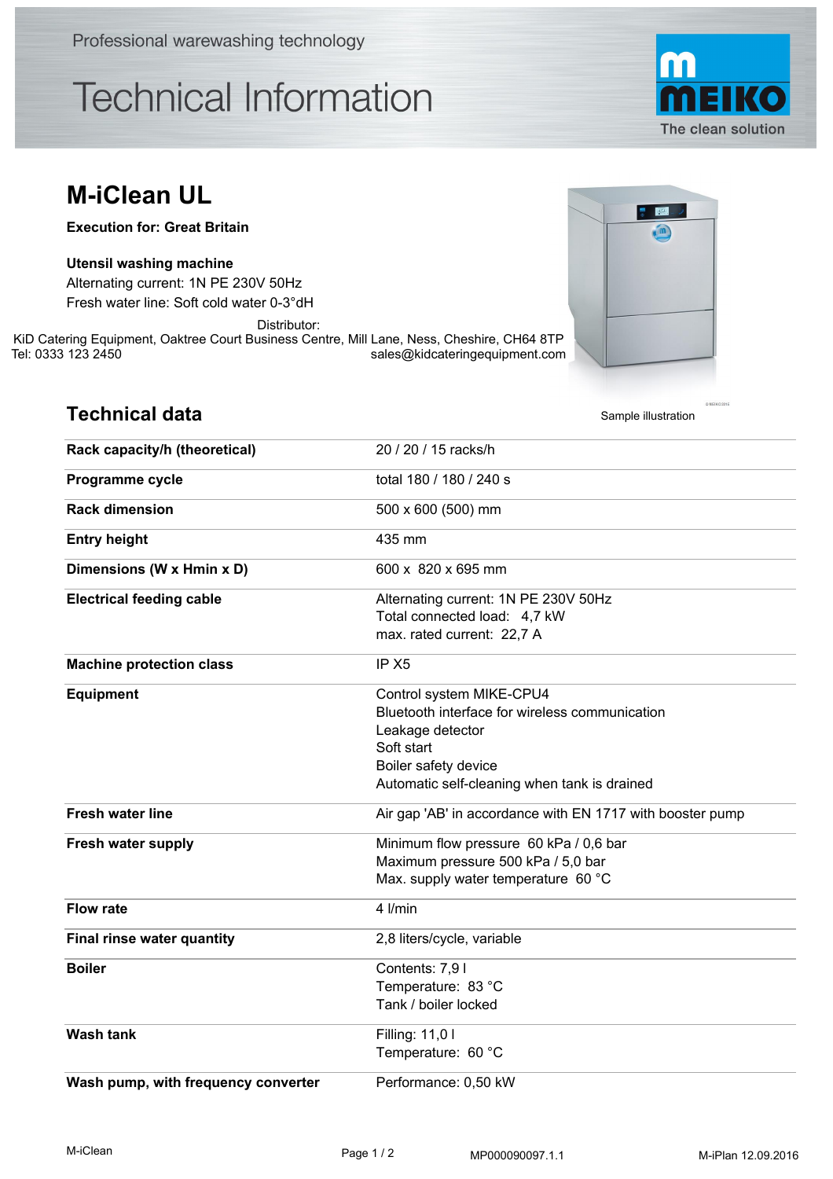Professional warewashing technology

# Technical Information

MEIKO
The clean solution

## M-iClean UL

**Execution for: Great Britain**

**Utensil washing machine**
Alternating current: 1N PE 230V 50Hz
Fresh water line: Soft cold water 0-3°dH

Distributor:
KiD Catering Equipment, Oaktree Court Business Centre, Mill Lane, Ness, Cheshire, CH64 8TP
Tel: 0333 123 2450 sales@kidcateringequipment.com

Sample illustration

## Technical data

| | |
|---|---|
| **Rack capacity/h (theoretical)** | 20 / 20 / 15 racks/h |
| **Programme cycle** | total 180 / 180 / 240 s |
| **Rack dimension** | 500 x 600 (500) mm |
| **Entry height** | 435 mm |
| **Dimensions (W x Hmin x D)** | 600 x 820 x 695 mm |
| **Electrical feeding cable** | Alternating current: 1N PE 230V 50Hz<br>Total connected load: 4,7 kW<br>max. rated current: 22,7 A |
| **Machine protection class** | IP X5 |
| **Equipment** | Control system MIKE-CPU4<br>Bluetooth interface for wireless communication<br>Leakage detector<br>Soft start<br>Boiler safety device<br>Automatic self-cleaning when tank is drained |
| **Fresh water line** | Air gap 'AB' in accordance with EN 1717 with booster pump |
| **Fresh water supply** | Minimum flow pressure 60 kPa / 0,6 bar<br>Maximum pressure 500 kPa / 5,0 bar<br>Max. supply water temperature 60 °C |
| **Flow rate** | 4 l/min |
| **Final rinse water quantity** | 2,8 liters/cycle, variable |
| **Boiler** | Contents: 7,9 l<br>Temperature: 83 °C<br>Tank / boiler locked |
| **Wash tank** | Filling: 11,0 l<br>Temperature: 60 °C |
| **Wash pump, with frequency converter** | Performance: 0,50 kW |

M-iClean MP000090097.1.1 M-iPlan 12.09.2016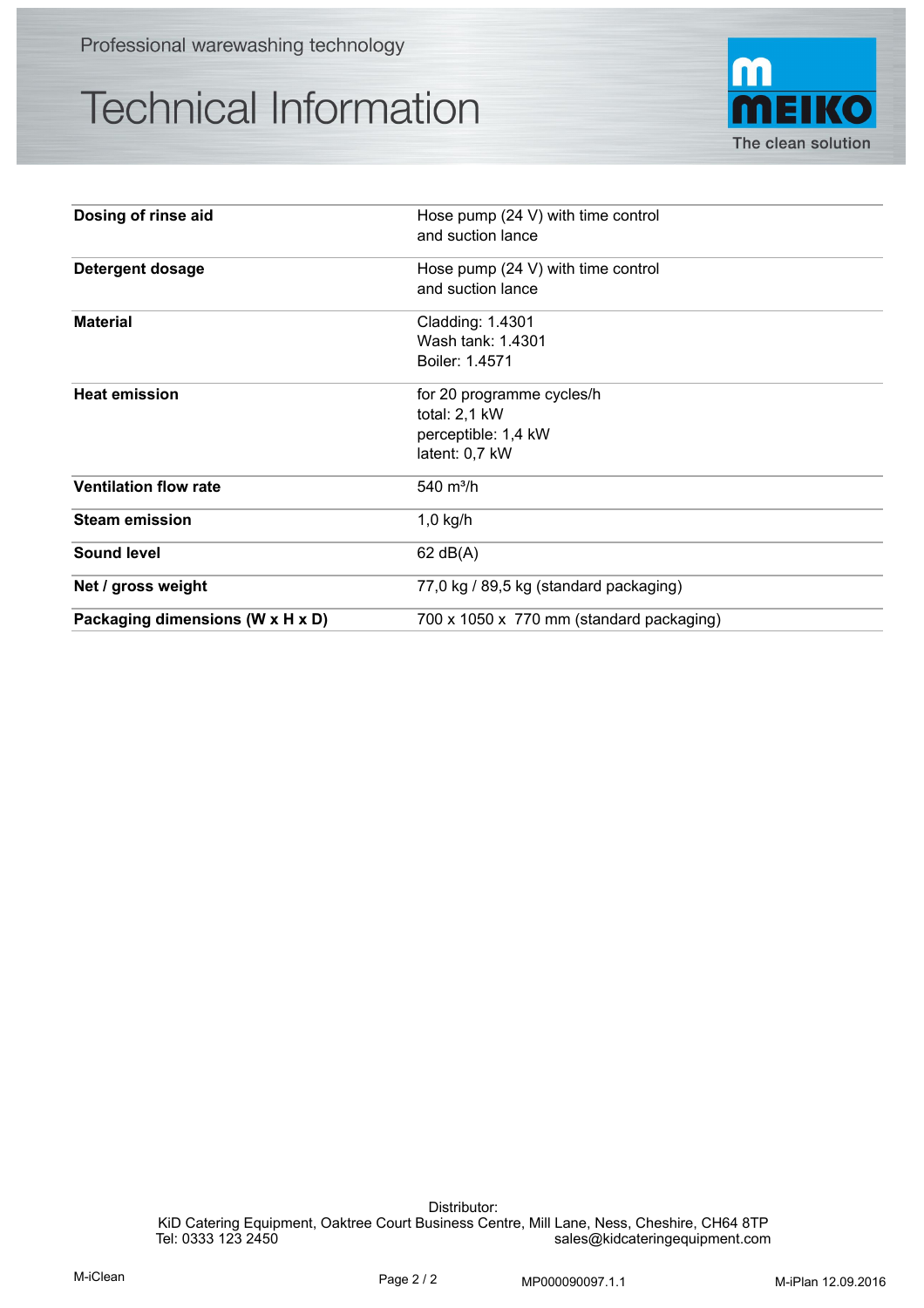Professional warewashing technology

# Technical Information

MEIKO
The clean solution

| | |
|---|---|
| **Dosing of rinse aid** | Hose pump (24 V) with time control and suction lance |
| **Detergent dosage** | Hose pump (24 V) with time control and suction lance |
| **Material** | Cladding: 1.4301<br>Wash tank: 1.4301<br>Boiler: 1.4571 |
| **Heat emission** | for 20 programme cycles/h<br>total: 2,1 kW<br>perceptible: 1,4 kW<br>latent: 0,7 kW |
| **Ventilation flow rate** | 540 m³/h |
| **Steam emission** | 1,0 kg/h |
| **Sound level** | 62 dB(A) |
| **Net / gross weight** | 77,0 kg / 89,5 kg (standard packaging) |
| **Packaging dimensions (W x H x D)** | 700 x 1050 x 770 mm (standard packaging) |

Distributor:
KiD Catering Equipment, Oaktree Court Business Centre, Mill Lane, Ness, Cheshire, CH64 8TP
Tel: 0333 123 2450 sales@kidcateringequipment.com

M-iClean MP000090097.1.1 M-iPlan 12.09.2016